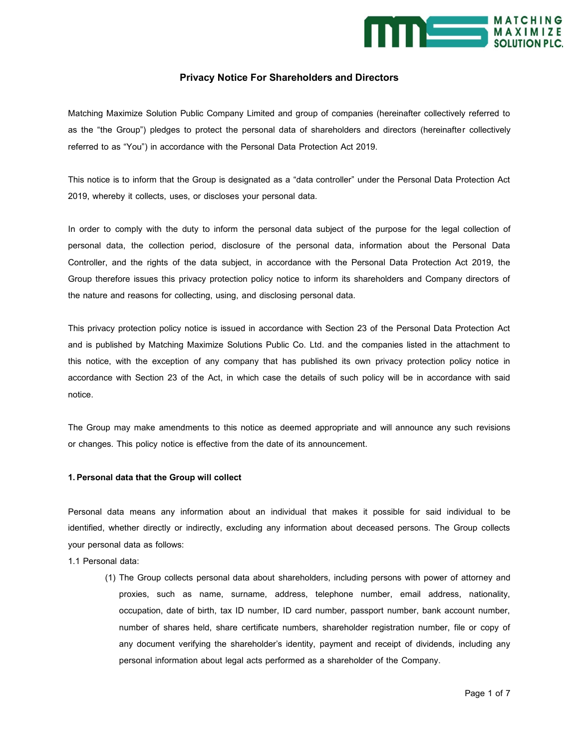# Privacy Notice For Shareholders and Directors

Matching Maximize Solution Public Company Limited and group of companies (hereinafter collectively referred to as the "the Group") pledges to protect the personal data of shareholders and directors (hereinafter collectively referred to as "You") in accordance with the Personal Data Protection Act 2019.

This notice is to inform that the Group is designated as a "data controller" under the Personal Data Protection Act 2019, whereby it collects, uses, or discloses your personal data.

In order to comply with the duty to inform the personal data subject of the purpose for the legal collection of personal data, the collection period, disclosure of the personal data, information about the Personal Data Controller, and the rights of the data subject, in accordance with the Personal Data Protection Act 2019, the Group therefore issues this privacy protection policy notice to inform its shareholders and Company directors of the nature and reasons for collecting, using, and disclosing personal data.

This privacy protection policy notice is issued in accordance with Section 23 of the Personal Data Protection Act and is published by Matching Maximize Solutions Public Co. Ltd. and the companies listed in the attachment to this notice, with the exception of any company that has published its own privacy protection policy notice in accordance with Section 23 of the Act, in which case the details of such policy will be in accordance with said notice.

The Group may make amendments to this notice as deemed appropriate and will announce any such revisions or changes. This policy notice is effective from the date of its announcement.

**1. Personal data that the Group will collect**

Personal data means any information about an individual that makes it possible for said individual to be identified, whether directly or indirectly, excluding any information about deceased persons. The Group collects your personal data as follows:

1.1 Personal data:

(1) The Group collects personal data about shareholders, including persons with power of attorney and proxies, such as name, surname, address, telephone number, email address, nationality, occupation, date of birth, tax ID number, ID card number, passport number, bank account number, number of shares held, share certificate numbers, shareholder registration number, file or copy of any document verifying the shareholder's identity, payment and receipt of dividends, including any personal information about legal acts performed as a shareholder of the Company.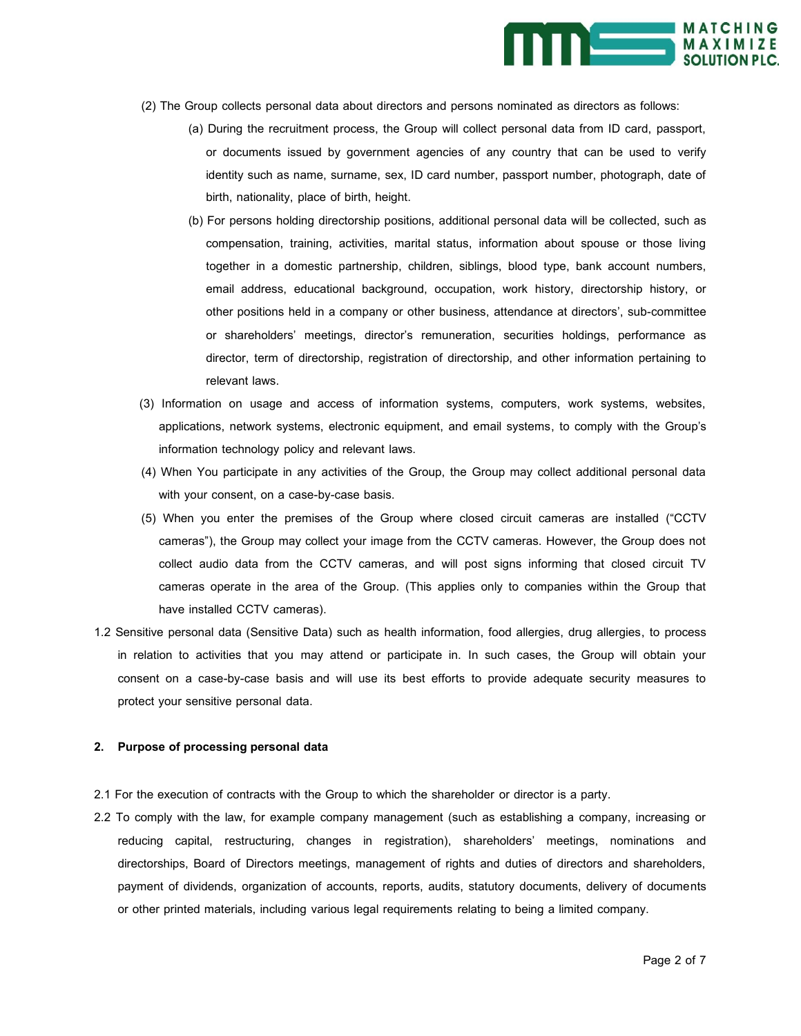(2) The Group collects personal data about directors and persons nominated as directors as follows:

(a) During the recruitment process, the Group will collect personal data from ID card, passport, or documents issued by government agencies of any country that can be used to verify identity such as name, surname, sex, ID card number, passport number, photograph, date of birth, nationality, place of birth, height.

(b) For persons holding directorship positions, additional personal data will be collected, such as compensation, training, activities, marital status, information about spouse or those living together in a domestic partnership, children, siblings, blood type, bank account numbers, email address, educational background, occupation, work history, directorship history, or other positions held in a company or other business, attendance at directors', sub-committee or shareholders' meetings, director's remuneration, securities holdings, performance as director, term of directorship, registration of directorship, and other information pertaining to relevant laws.

(3) Information on usage and access of information systems, computers, work systems, websites, applications, network systems, electronic equipment, and email systems, to comply with the Group's information technology policy and relevant laws.

(4) When You participate in any activities of the Group, the Group may collect additional personal data with your consent, on a case-by-case basis.

(5) When you enter the premises of the Group where closed circuit cameras are installed ("CCTV cameras"), the Group may collect your image from the CCTV cameras. However, the Group does not collect audio data from the CCTV cameras, and will post signs informing that closed circuit TV cameras operate in the area of the Group. (This applies only to companies within the Group that have installed CCTV cameras).

1.2 Sensitive personal data (Sensitive Data) such as health information, food allergies, drug allergies, to process in relation to activities that you may attend or participate in. In such cases, the Group will obtain your consent on a case-by-case basis and will use its best efforts to provide adequate security measures to protect your sensitive personal data.

## 2. Purpose of processing personal data

2.1 For the execution of contracts with the Group to which the shareholder or director is a party.

2.2 To comply with the law, for example company management (such as establishing a company, increasing or reducing capital, restructuring, changes in registration), shareholders' meetings, nominations and directorships, Board of Directors meetings, management of rights and duties of directors and shareholders, payment of dividends, organization of accounts, reports, audits, statutory documents, delivery of documents or other printed materials, including various legal requirements relating to being a limited company.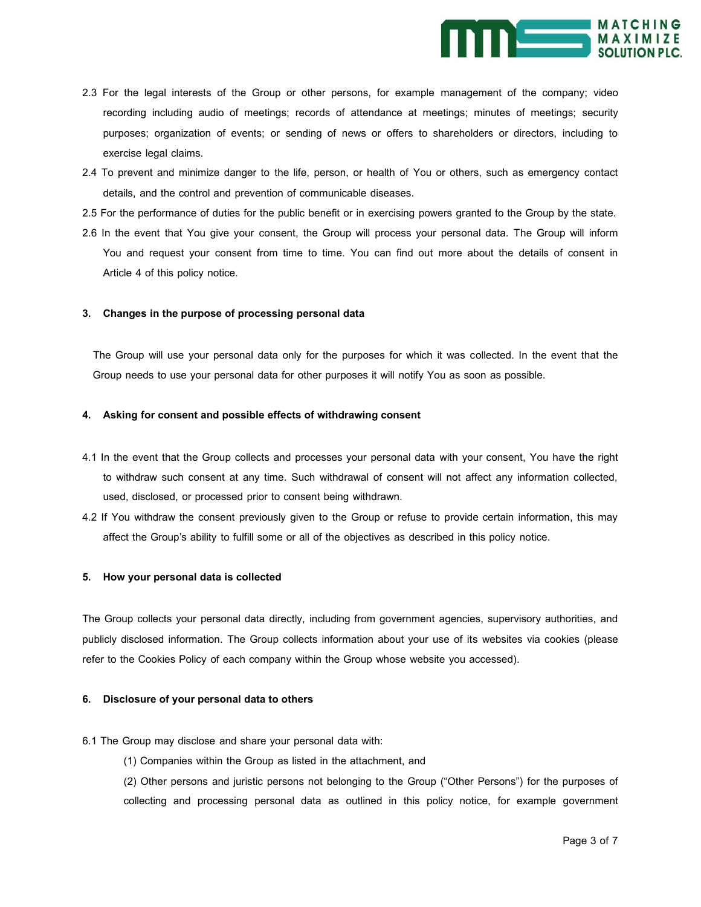2.3 For the legal interests of the Group or other persons, for example management of the company; video recording including audio of meetings; records of attendance at meetings; minutes of meetings; security purposes; organization of events; or sending of news or offers to shareholders or directors, including to exercise legal claims.

2.4 To prevent and minimize danger to the life, person, or health of You or others, such as emergency contact details, and the control and prevention of communicable diseases.

2.5 For the performance of duties for the public benefit or in exercising powers granted to the Group by the state.

2.6 In the event that You give your consent, the Group will process your personal data. The Group will inform You and request your consent from time to time. You can find out more about the details of consent in Article 4 of this policy notice.

**3. Changes in the purpose of processing personal data**

The Group will use your personal data only for the purposes for which it was collected. In the event that the Group needs to use your personal data for other purposes it will notify You as soon as possible.

**4. Asking for consent and possible effects of withdrawing consent**

4.1 In the event that the Group collects and processes your personal data with your consent, You have the right to withdraw such consent at any time. Such withdrawal of consent will not affect any information collected, used, disclosed, or processed prior to consent being withdrawn.

4.2 If You withdraw the consent previously given to the Group or refuse to provide certain information, this may affect the Group's ability to fulfill some or all of the objectives as described in this policy notice.

**5. How your personal data is collected**

The Group collects your personal data directly, including from government agencies, supervisory authorities, and publicly disclosed information. The Group collects information about your use of its websites via cookies (please refer to the Cookies Policy of each company within the Group whose website you accessed).

**6. Disclosure of your personal data to others**

6.1 The Group may disclose and share your personal data with:

(1) Companies within the Group as listed in the attachment, and

(2) Other persons and juristic persons not belonging to the Group ("Other Persons") for the purposes of collecting and processing personal data as outlined in this policy notice, for example government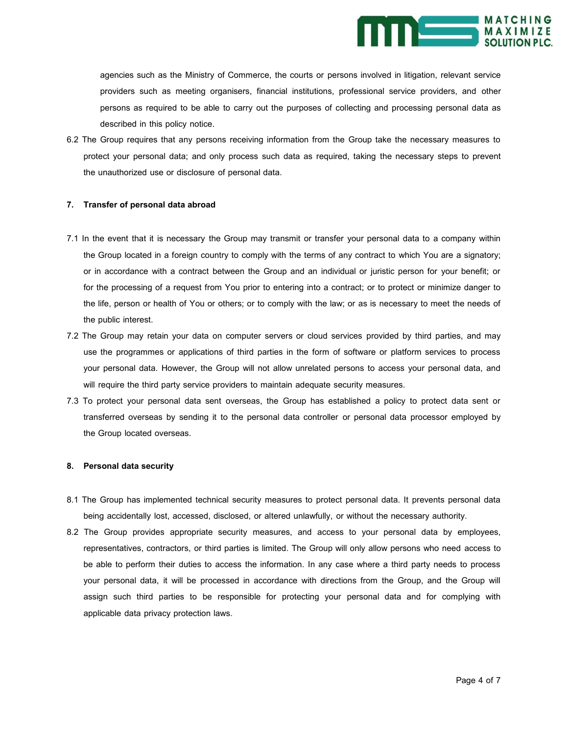agencies such as the Ministry of Commerce, the courts or persons involved in litigation, relevant service providers such as meeting organisers, financial institutions, professional service providers, and other persons as required to be able to carry out the purposes of collecting and processing personal data as described in this policy notice.

6.2 The Group requires that any persons receiving information from the Group take the necessary measures to protect your personal data; and only process such data as required, taking the necessary steps to prevent the unauthorized use or disclosure of personal data.

**7. Transfer of personal data abroad**

7.1 In the event that it is necessary the Group may transmit or transfer your personal data to a company within the Group located in a foreign country to comply with the terms of any contract to which You are a signatory; or in accordance with a contract between the Group and an individual or juristic person for your benefit; or for the processing of a request from You prior to entering into a contract; or to protect or minimize danger to the life, person or health of You or others; or to comply with the law; or as is necessary to meet the needs of the public interest.

7.2 The Group may retain your data on computer servers or cloud services provided by third parties, and may use the programmes or applications of third parties in the form of software or platform services to process your personal data. However, the Group will not allow unrelated persons to access your personal data, and will require the third party service providers to maintain adequate security measures.

7.3 To protect your personal data sent overseas, the Group has established a policy to protect data sent or transferred overseas by sending it to the personal data controller or personal data processor employed by the Group located overseas.

**8. Personal data security**

8.1 The Group has implemented technical security measures to protect personal data. It prevents personal data being accidentally lost, accessed, disclosed, or altered unlawfully, or without the necessary authority.

8.2 The Group provides appropriate security measures, and access to your personal data by employees, representatives, contractors, or third parties is limited. The Group will only allow persons who need access to be able to perform their duties to access the information. In any case where a third party needs to process your personal data, it will be processed in accordance with directions from the Group, and the Group will assign such third parties to be responsible for protecting your personal data and for complying with applicable data privacy protection laws.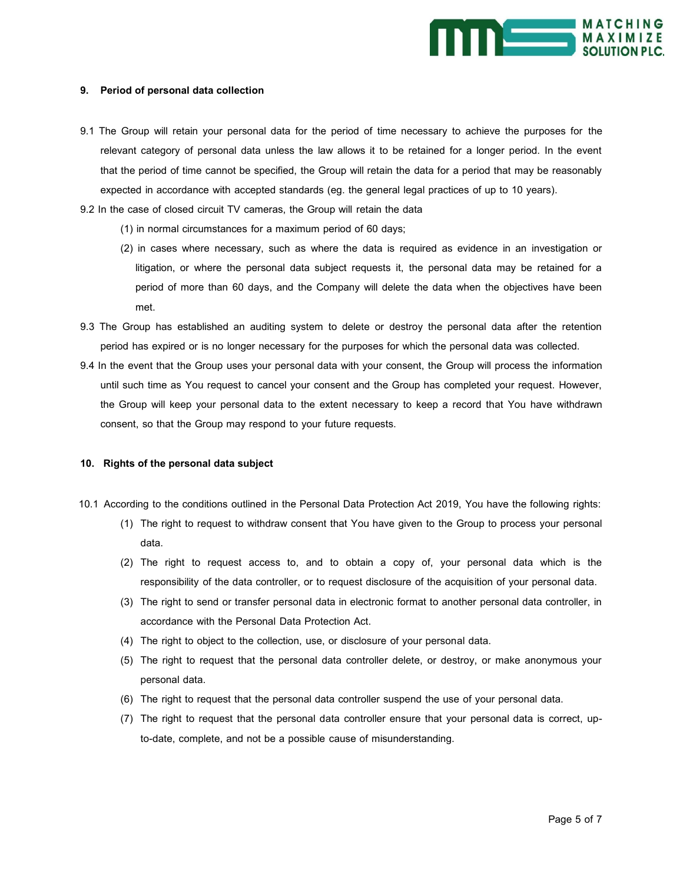## 9. Period of personal data collection

9.1 The Group will retain your personal data for the period of time necessary to achieve the purposes for the relevant category of personal data unless the law allows it to be retained for a longer period. In the event that the period of time cannot be specified, the Group will retain the data for a period that may be reasonably expected in accordance with accepted standards (eg. the general legal practices of up to 10 years).

9.2 In the case of closed circuit TV cameras, the Group will retain the data

(1) in normal circumstances for a maximum period of 60 days;

(2) in cases where necessary, such as where the data is required as evidence in an investigation or litigation, or where the personal data subject requests it, the personal data may be retained for a period of more than 60 days, and the Company will delete the data when the objectives have been met.

9.3 The Group has established an auditing system to delete or destroy the personal data after the retention period has expired or is no longer necessary for the purposes for which the personal data was collected.

9.4 In the event that the Group uses your personal data with your consent, the Group will process the information until such time as You request to cancel your consent and the Group has completed your request. However, the Group will keep your personal data to the extent necessary to keep a record that You have withdrawn consent, so that the Group may respond to your future requests.

## 10. Rights of the personal data subject

10.1 According to the conditions outlined in the Personal Data Protection Act 2019, You have the following rights:

(1) The right to request to withdraw consent that You have given to the Group to process your personal data.

(2) The right to request access to, and to obtain a copy of, your personal data which is the responsibility of the data controller, or to request disclosure of the acquisition of your personal data.

(3) The right to send or transfer personal data in electronic format to another personal data controller, in accordance with the Personal Data Protection Act.

(4) The right to object to the collection, use, or disclosure of your personal data.

(5) The right to request that the personal data controller delete, or destroy, or make anonymous your personal data.

(6) The right to request that the personal data controller suspend the use of your personal data.

(7) The right to request that the personal data controller ensure that your personal data is correct, up-to-date, complete, and not be a possible cause of misunderstanding.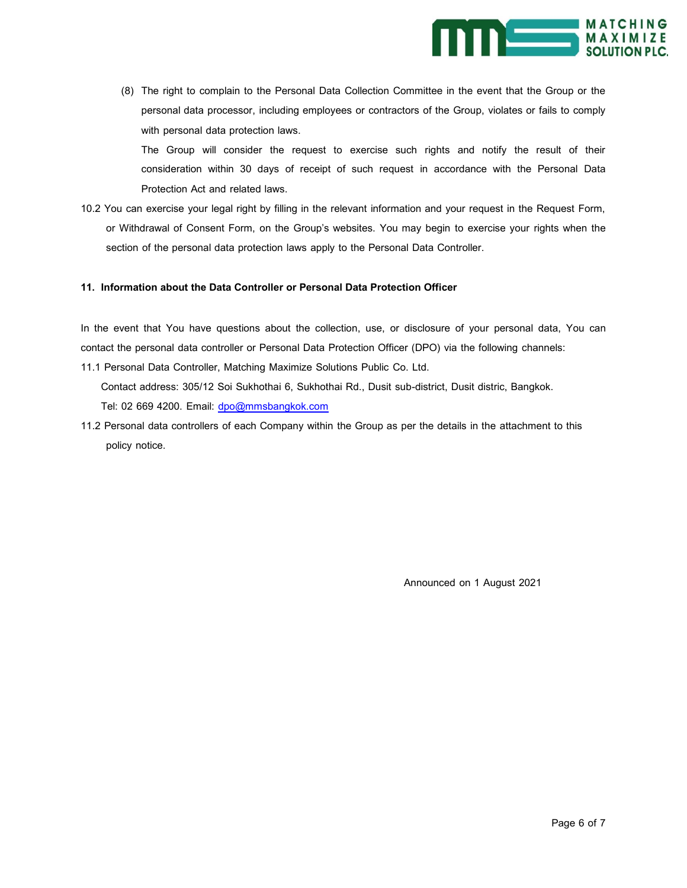(8) The right to complain to the Personal Data Collection Committee in the event that the Group or the personal data processor, including employees or contractors of the Group, violates or fails to comply with personal data protection laws.

The Group will consider the request to exercise such rights and notify the result of their consideration within 30 days of receipt of such request in accordance with the Personal Data Protection Act and related laws.

10.2 You can exercise your legal right by filling in the relevant information and your request in the Request Form, or Withdrawal of Consent Form, on the Group's websites. You may begin to exercise your rights when the section of the personal data protection laws apply to the Personal Data Controller.

**11. Information about the Data Controller or Personal Data Protection Officer**

In the event that You have questions about the collection, use, or disclosure of your personal data, You can contact the personal data controller or Personal Data Protection Officer (DPO) via the following channels:

11.1 Personal Data Controller, Matching Maximize Solutions Public Co. Ltd.

Contact address: 305/12 Soi Sukhothai 6, Sukhothai Rd., Dusit sub-district, Dusit distric, Bangkok.

Tel: 02 669 4200. Email: dpo@mmsbangkok.com

11.2 Personal data controllers of each Company within the Group as per the details in the attachment to this policy notice.

Announced on 1 August 2021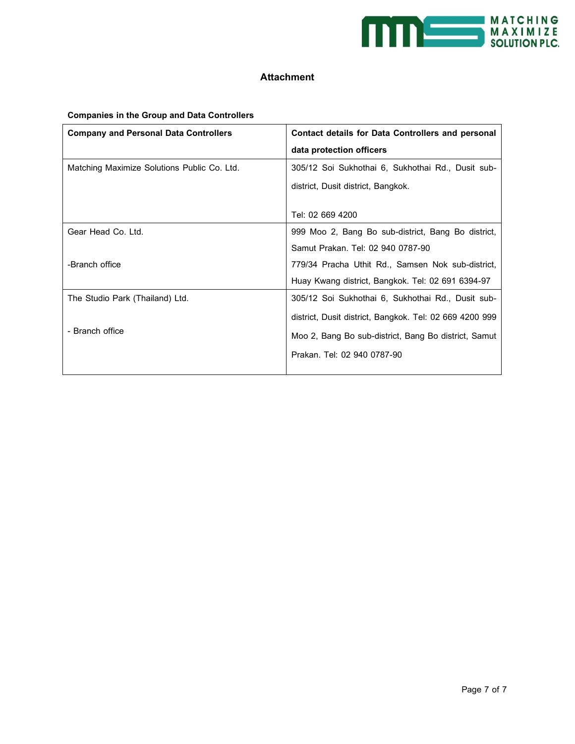# Attachment

**Companies in the Group and Data Controllers**

| Company and Personal Data Controllers | Contact details for Data Controllers and personal data protection officers |
|---|---|
| Matching Maximize Solutions Public Co. Ltd. | 305/12 Soi Sukhothai 6, Sukhothai Rd., Dusit sub-district, Dusit district, Bangkok.<br><br>Tel: 02 669 4200 |
| Gear Head Co. Ltd.<br><br>-Branch office | 999 Moo 2, Bang Bo sub-district, Bang Bo district, Samut Prakan. Tel: 02 940 0787-90<br>779/34 Pracha Uthit Rd., Samsen Nok sub-district, Huay Kwang district, Bangkok. Tel: 02 691 6394-97 |
| The Studio Park (Thailand) Ltd.<br><br>- Branch office | 305/12 Soi Sukhothai 6, Sukhothai Rd., Dusit sub-district, Dusit district, Bangkok. Tel: 02 669 4200 999 Moo 2, Bang Bo sub-district, Bang Bo district, Samut Prakan. Tel: 02 940 0787-90 |